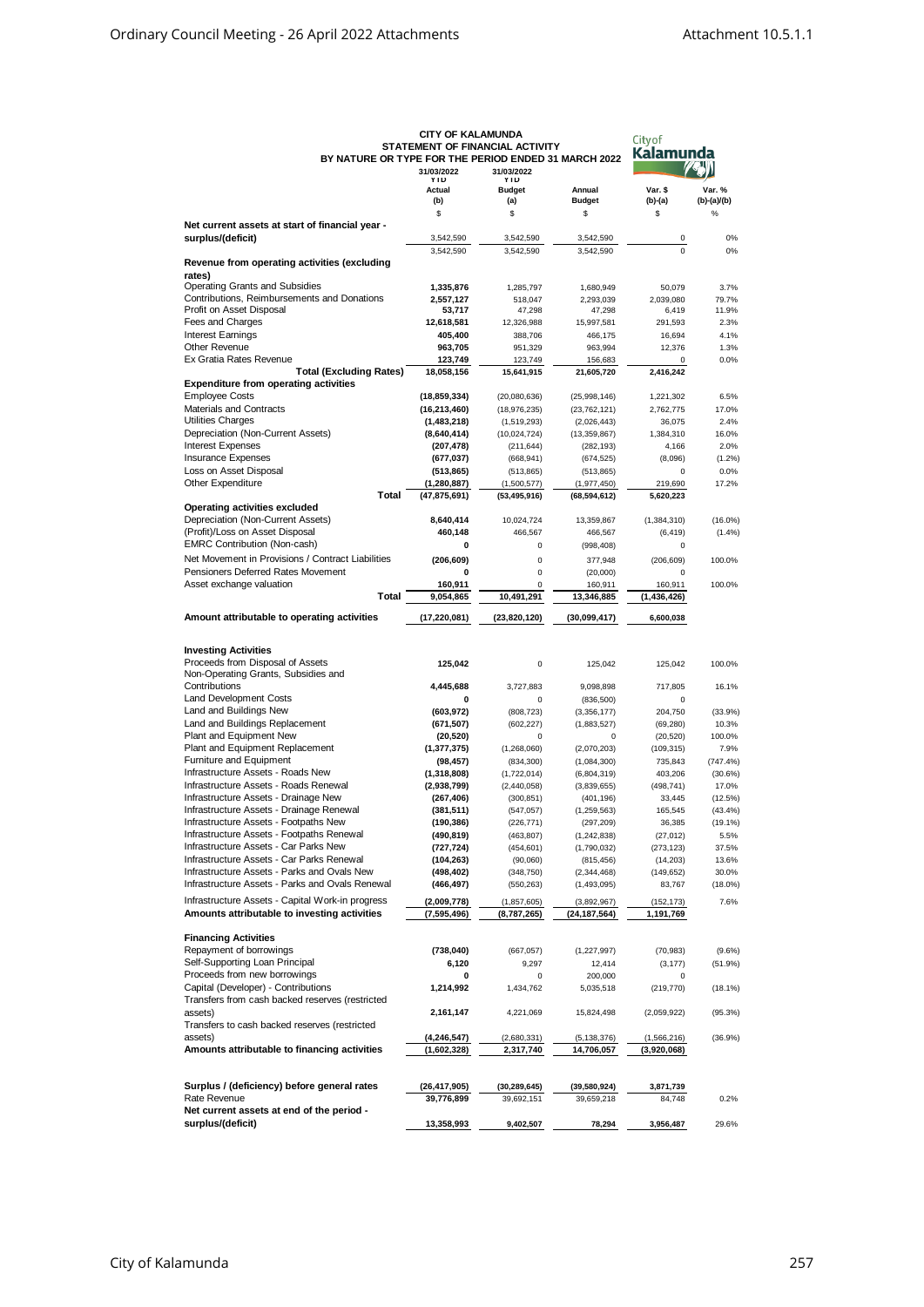# CITY OF KALAMUNDA

## STATEMENT OF FINANCIAL ACTIVITY

### BY NATURE OR TYPE FOR THE PERIOD ENDED 31 MARCH 2022

| | 31/03/2022 YTD Actual (b) | 31/03/2022 YTD Budget (a) | Annual Budget | Var. $ (b)-(a) | Var. % (b)-(a)/(b) |
|---|---|---|---|---|---|
| | $ | $ | $ | $ | % |
| **Net current assets at start of financial year - surplus/(deficit)** | 3,542,590 | 3,542,590 | 3,542,590 | 0 | 0% |
| | 3,542,590 | 3,542,590 | 3,542,590 | 0 | 0% |
| **Revenue from operating activities (excluding rates)** | | | | | |
| Operating Grants and Subsidies | **1,335,876** | 1,285,797 | 1,680,949 | 50,079 | 3.7% |
| Contributions, Reimbursements and Donations | **2,557,127** | 518,047 | 2,293,039 | 2,039,080 | 79.7% |
| Profit on Asset Disposal | **53,717** | 47,298 | 47,298 | 6,419 | 11.9% |
| Fees and Charges | **12,618,581** | 12,326,988 | 15,997,581 | 291,593 | 2.3% |
| Interest Earnings | **405,400** | 388,706 | 466,175 | 16,694 | 4.1% |
| Other Revenue | **963,705** | 951,329 | 963,994 | 12,376 | 1.3% |
| Ex Gratia Rates Revenue | **123,749** | 123,749 | 156,683 | 0 | 0.0% |
| **Total (Excluding Rates)** | **18,058,156** | **15,641,915** | **21,605,720** | **2,416,242** | |
| **Expenditure from operating activities** | | | | | |
| Employee Costs | **(18,859,334)** | (20,080,636) | (25,998,146) | 1,221,302 | 6.5% |
| Materials and Contracts | **(16,213,460)** | (18,976,235) | (23,762,121) | 2,762,775 | 17.0% |
| Utilities Charges | **(1,483,218)** | (1,519,293) | (2,026,443) | 36,075 | 2.4% |
| Depreciation (Non-Current Assets) | **(8,640,414)** | (10,024,724) | (13,359,867) | 1,384,310 | 16.0% |
| Interest Expenses | **(207,478)** | (211,644) | (282,193) | 4,166 | 2.0% |
| Insurance Expenses | **(677,037)** | (668,941) | (674,525) | (8,096) | (1.2%) |
| Loss on Asset Disposal | **(513,865)** | (513,865) | (513,865) | 0 | 0.0% |
| Other Expenditure | **(1,280,887)** | (1,500,577) | (1,977,450) | 219,690 | 17.2% |
| **Total** | **(47,875,691)** | **(53,495,916)** | **(68,594,612)** | **5,620,223** | |
| **Operating activities excluded** | | | | | |
| Depreciation (Non-Current Assets) | **8,640,414** | 10,024,724 | 13,359,867 | (1,384,310) | (16.0%) |
| (Profit)/Loss on Asset Disposal | **460,148** | 466,567 | 466,567 | (6,419) | (1.4%) |
| EMRC Contribution (Non-cash) | **0** | 0 | (998,408) | 0 | |
| Net Movement in Provisions / Contract Liabilities | **(206,609)** | 0 | 377,948 | (206,609) | 100.0% |
| Pensioners Deferred Rates Movement | **0** | 0 | (20,000) | 0 | |
| Asset exchange valuation | **160,911** | 0 | 160,911 | 160,911 | 100.0% |
| **Total** | **9,054,865** | **10,491,291** | **13,346,885** | **(1,436,426)** | |
| **Amount attributable to operating activities** | **(17,220,081)** | **(23,820,120)** | **(30,099,417)** | **6,600,038** | |
| **Investing Activities** | | | | | |
| Proceeds from Disposal of Assets | **125,042** | 0 | 125,042 | 125,042 | 100.0% |
| Non-Operating Grants, Subsidies and Contributions | **4,445,688** | 3,727,883 | 9,098,898 | 717,805 | 16.1% |
| Land Development Costs | **0** | 0 | (836,500) | 0 | |
| Land and Buildings New | **(603,972)** | (808,723) | (3,356,177) | 204,750 | (33.9%) |
| Land and Buildings Replacement | **(671,507)** | (602,227) | (1,883,527) | (69,280) | 10.3% |
| Plant and Equipment New | **(20,520)** | 0 | 0 | (20,520) | 100.0% |
| Plant and Equipment Replacement | **(1,377,375)** | (1,268,060) | (2,070,203) | (109,315) | 7.9% |
| Furniture and Equipment | **(98,457)** | (834,300) | (1,084,300) | 735,843 | (747.4%) |
| Infrastructure Assets - Roads New | **(1,318,808)** | (1,722,014) | (6,804,319) | 403,206 | (30.6%) |
| Infrastructure Assets - Roads Renewal | **(2,938,799)** | (2,440,058) | (3,839,655) | (498,741) | 17.0% |
| Infrastructure Assets - Drainage New | **(267,406)** | (300,851) | (401,196) | 33,445 | (12.5%) |
| Infrastructure Assets - Drainage Renewal | **(381,511)** | (547,057) | (1,259,563) | 165,545 | (43.4%) |
| Infrastructure Assets - Footpaths New | **(190,386)** | (226,771) | (297,209) | 36,385 | (19.1%) |
| Infrastructure Assets - Footpaths Renewal | **(490,819)** | (463,807) | (1,242,838) | (27,012) | 5.5% |
| Infrastructure Assets - Car Parks New | **(727,724)** | (454,601) | (1,790,032) | (273,123) | 37.5% |
| Infrastructure Assets - Car Parks Renewal | **(104,263)** | (90,060) | (815,456) | (14,203) | 13.6% |
| Infrastructure Assets - Parks and Ovals New | **(498,402)** | (348,750) | (2,344,468) | (149,652) | 30.0% |
| Infrastructure Assets - Parks and Ovals Renewal | **(466,497)** | (550,263) | (1,493,095) | 83,767 | (18.0%) |
| Infrastructure Assets - Capital Work-in progress | **(2,009,778)** | (1,857,605) | (3,892,967) | (152,173) | 7.6% |
| **Amounts attributable to investing activities** | **(7,595,496)** | **(8,787,265)** | **(24,187,564)** | **1,191,769** | |
| **Financing Activities** | | | | | |
| Repayment of borrowings | **(738,040)** | (667,057) | (1,227,997) | (70,983) | (9.6%) |
| Self-Supporting Loan Principal | **6,120** | 9,297 | 12,414 | (3,177) | (51.9%) |
| Proceeds from new borrowings | **0** | 0 | 200,000 | 0 | |
| Capital (Developer) - Contributions | **1,214,992** | 1,434,762 | 5,035,518 | (219,770) | (18.1%) |
| Transfers from cash backed reserves (restricted assets) | **2,161,147** | 4,221,069 | 15,824,498 | (2,059,922) | (95.3%) |
| Transfers to cash backed reserves (restricted assets) | **(4,246,547)** | (2,680,331) | (5,138,376) | (1,566,216) | (36.9%) |
| **Amounts attributable to financing activities** | **(1,602,328)** | **2,317,740** | **14,706,057** | **(3,920,068)** | |
| **Surplus / (deficiency) before general rates** | **(26,417,905)** | **(30,289,645)** | **(39,580,924)** | **3,871,739** | |
| Rate Revenue | **39,776,899** | 39,692,151 | 39,659,218 | 84,748 | 0.2% |
| **Net current assets at end of the period - surplus/(deficit)** | **13,358,993** | **9,402,507** | **78,294** | **3,956,487** | 29.6% |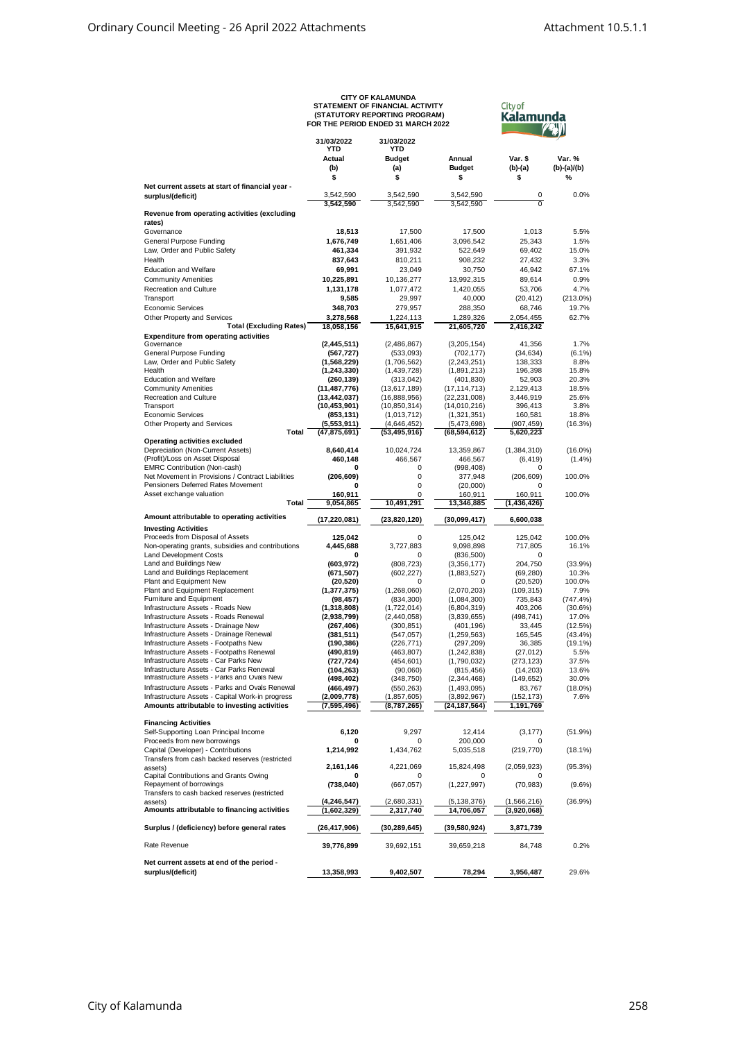# CITY OF KALAMUNDA
## STATEMENT OF FINANCIAL ACTIVITY
## (STATUTORY REPORTING PROGRAM)
## FOR THE PERIOD ENDED 31 MARCH 2022

| | 31/03/2022 YTD Actual (b) $ | 31/03/2022 YTD Budget (a) $ | Annual Budget $ | Var. $ (b)-(a) $ | Var. % (b)-(a)/(b) % |
|---|---|---|---|---|---|
| **Net current assets at start of financial year - surplus/(deficit)** | 3,542,590 | 3,542,590 | 3,542,590 | 0 | 0.0% |
| | **3,542,590** | 3,542,590 | 3,542,590 | 0 | |
| **Revenue from operating activities (excluding rates)** | | | | | |
| Governance | **18,513** | 17,500 | 17,500 | 1,013 | 5.5% |
| General Purpose Funding | **1,676,749** | 1,651,406 | 3,096,542 | 25,343 | 1.5% |
| Law, Order and Public Safety | **461,334** | 391,932 | 522,649 | 69,402 | 15.0% |
| Health | **837,643** | 810,211 | 908,232 | 27,432 | 3.3% |
| Education and Welfare | **69,991** | 23,049 | 30,750 | 46,942 | 67.1% |
| Community Amenities | **10,225,891** | 10,136,277 | 13,992,315 | 89,614 | 0.9% |
| Recreation and Culture | **1,131,178** | 1,077,472 | 1,420,055 | 53,706 | 4.7% |
| Transport | **9,585** | 29,997 | 40,000 | (20,412) | (213.0%) |
| Economic Services | **348,703** | 279,957 | 288,350 | 68,746 | 19.7% |
| Other Property and Services | **3,278,568** | 1,224,113 | 1,289,326 | 2,054,455 | 62.7% |
| **Total (Excluding Rates)** | **18,058,156** | **15,641,915** | **21,605,720** | **2,416,242** | |
| **Expenditure from operating activities** | | | | | |
| Governance | **(2,445,511)** | (2,486,867) | (3,205,154) | 41,356 | 1.7% |
| General Purpose Funding | **(567,727)** | (533,093) | (702,177) | (34,634) | (6.1%) |
| Law, Order and Public Safety | **(1,568,229)** | (1,706,562) | (2,243,251) | 138,333 | 8.8% |
| Health | **(1,243,330)** | (1,439,728) | (1,891,213) | 196,398 | 15.8% |
| Education and Welfare | **(260,139)** | (313,042) | (401,830) | 52,903 | 20.3% |
| Community Amenities | **(11,487,776)** | (13,617,189) | (17,114,713) | 2,129,413 | 18.5% |
| Recreation and Culture | **(13,442,037)** | (16,888,956) | (22,231,008) | 3,446,919 | 25.6% |
| Transport | **(10,453,901)** | (10,850,314) | (14,010,216) | 396,413 | 3.8% |
| Economic Services | **(853,131)** | (1,013,712) | (1,321,351) | 160,581 | 18.8% |
| Other Property and Services | **(5,553,911)** | (4,646,452) | (5,473,698) | (907,459) | (16.3%) |
| **Total** | **(47,875,691)** | **(53,495,916)** | **(68,594,612)** | **5,620,223** | |
| **Operating activities excluded** | | | | | |
| Depreciation (Non-Current Assets) | **8,640,414** | 10,024,724 | 13,359,867 | (1,384,310) | (16.0%) |
| (Profit)/Loss on Asset Disposal | **460,148** | 466,567 | 466,567 | (6,419) | (1.4%) |
| EMRC Contribution (Non-cash) | **0** | 0 | (998,408) | 0 | |
| Net Movement in Provisions / Contract Liabilities | **(206,609)** | 0 | 377,948 | (206,609) | 100.0% |
| Pensioners Deferred Rates Movement | **0** | 0 | (20,000) | 0 | |
| Asset exchange valuation | **160,911** | 0 | 160,911 | 160,911 | 100.0% |
| **Total** | **9,054,865** | **10,491,291** | **13,346,885** | **(1,436,426)** | |
| **Amount attributable to operating activities** | **(17,220,081)** | **(23,820,120)** | **(30,099,417)** | **6,600,038** | |
| **Investing Activities** | | | | | |
| Proceeds from Disposal of Assets | **125,042** | 0 | 125,042 | 125,042 | 100.0% |
| Non-operating grants, subsidies and contributions | **4,445,688** | 3,727,883 | 9,098,898 | 717,805 | 16.1% |
| Land Development Costs | **0** | 0 | (836,500) | 0 | |
| Land and Buildings New | **(603,972)** | (808,723) | (3,356,177) | 204,750 | (33.9%) |
| Land and Buildings Replacement | **(671,507)** | (602,227) | (1,883,527) | (69,280) | 10.3% |
| Plant and Equipment New | **(20,520)** | 0 | 0 | (20,520) | 100.0% |
| Plant and Equipment Replacement | **(1,377,375)** | (1,268,060) | (2,070,203) | (109,315) | 7.9% |
| Furniture and Equipment | **(98,457)** | (834,300) | (1,084,300) | 735,843 | (747.4%) |
| Infrastructure Assets - Roads New | **(1,318,808)** | (1,722,014) | (6,804,319) | 403,206 | (30.6%) |
| Infrastructure Assets - Roads Renewal | **(2,938,799)** | (2,440,058) | (3,839,655) | (498,741) | 17.0% |
| Infrastructure Assets - Drainage New | **(267,406)** | (300,851) | (401,196) | 33,445 | (12.5%) |
| Infrastructure Assets - Drainage Renewal | **(381,511)** | (547,057) | (1,259,563) | 165,545 | (43.4%) |
| Infrastructure Assets - Footpaths New | **(190,386)** | (226,771) | (297,209) | 36,385 | (19.1%) |
| Infrastructure Assets - Footpaths Renewal | **(490,819)** | (463,807) | (1,242,838) | (27,012) | 5.5% |
| Infrastructure Assets - Car Parks New | **(727,724)** | (454,601) | (1,790,032) | (273,123) | 37.5% |
| Infrastructure Assets - Car Parks Renewal | **(104,263)** | (90,060) | (815,456) | (14,203) | 13.6% |
| Infrastructure Assets - Parks and Ovals New | **(498,402)** | (348,750) | (2,344,468) | (149,652) | 30.0% |
| Infrastructure Assets - Parks and Ovals Renewal | **(466,497)** | (550,263) | (1,493,095) | 83,767 | (18.0%) |
| Infrastructure Assets - Capital Work-in progress | **(2,009,778)** | (1,857,605) | (3,892,967) | (152,173) | 7.6% |
| **Amounts attributable to investing activities** | **(7,595,496)** | **(8,787,265)** | **(24,187,564)** | **1,191,769** | |
| **Financing Activities** | | | | | |
| Self-Supporting Loan Principal Income | **6,120** | 9,297 | 12,414 | (3,177) | (51.9%) |
| Proceeds from new borrowings | **0** | 0 | 200,000 | 0 | |
| Capital (Developer) - Contributions | **1,214,992** | 1,434,762 | 5,035,518 | (219,770) | (18.1%) |
| Transfers from cash backed reserves (restricted assets) | **2,161,146** | 4,221,069 | 15,824,498 | (2,059,923) | (95.3%) |
| Capital Contributions and Grants Owing | **0** | 0 | 0 | 0 | |
| Repayment of borrowings | **(738,040)** | (667,057) | (1,227,997) | (70,983) | (9.6%) |
| Transfers to cash backed reserves (restricted assets) | **(4,246,547)** | (2,680,331) | (5,138,376) | (1,566,216) | (36.9%) |
| **Amounts attributable to financing activities** | **(1,602,329)** | **2,317,740** | **14,706,057** | **(3,920,068)** | |
| **Surplus / (deficiency) before general rates** | **(26,417,906)** | **(30,289,645)** | **(39,580,924)** | **3,871,739** | |
| Rate Revenue | **39,776,899** | 39,692,151 | 39,659,218 | 84,748 | 0.2% |
| **Net current assets at end of the period - surplus/(deficit)** | **13,358,993** | **9,402,507** | **78,294** | **3,956,487** | **29.6%** |